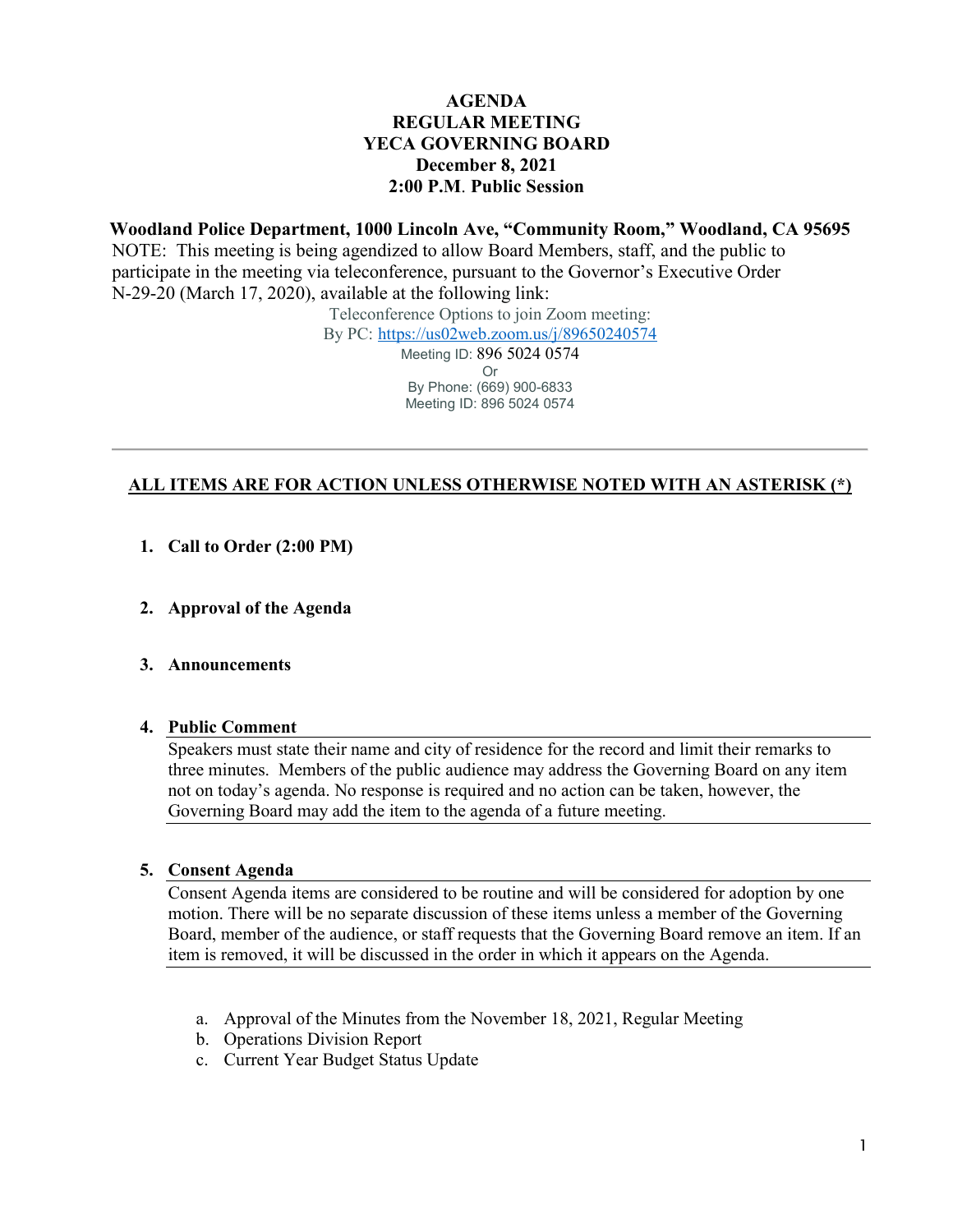# AGENDA
# REGULAR MEETING
# YECA GOVERNING BOARD
## December 8, 2021
## 2:00 P.M. Public Session

**Woodland Police Department, 1000 Lincoln Ave, "Community Room," Woodland, CA 95695**

NOTE: This meeting is being agendized to allow Board Members, staff, and the public to participate in the meeting via teleconference, pursuant to the Governor's Executive Order N-29-20 (March 17, 2020), available at the following link:

Teleconference Options to join Zoom meeting:
By PC: [https://us02web.zoom.us/j/89650240574](https://us02web.zoom.us/j/89650240574)
Meeting ID: 896 5024 0574
Or
By Phone: (669) 900-6833
Meeting ID: 896 5024 0574

---

**ALL ITEMS ARE FOR ACTION UNLESS OTHERWISE NOTED WITH AN ASTERISK (*)**

1. **Call to Order (2:00 PM)**

2. **Approval of the Agenda**

3. **Announcements**

4. **Public Comment**

   Speakers must state their name and city of residence for the record and limit their remarks to three minutes. Members of the public audience may address the Governing Board on any item not on today's agenda. No response is required and no action can be taken, however, the Governing Board may add the item to the agenda of a future meeting.

5. **Consent Agenda**

   Consent Agenda items are considered to be routine and will be considered for adoption by one motion. There will be no separate discussion of these items unless a member of the Governing Board, member of the audience, or staff requests that the Governing Board remove an item. If an item is removed, it will be discussed in the order in which it appears on the Agenda.

   a. Approval of the Minutes from the November 18, 2021, Regular Meeting
   b. Operations Division Report
   c. Current Year Budget Status Update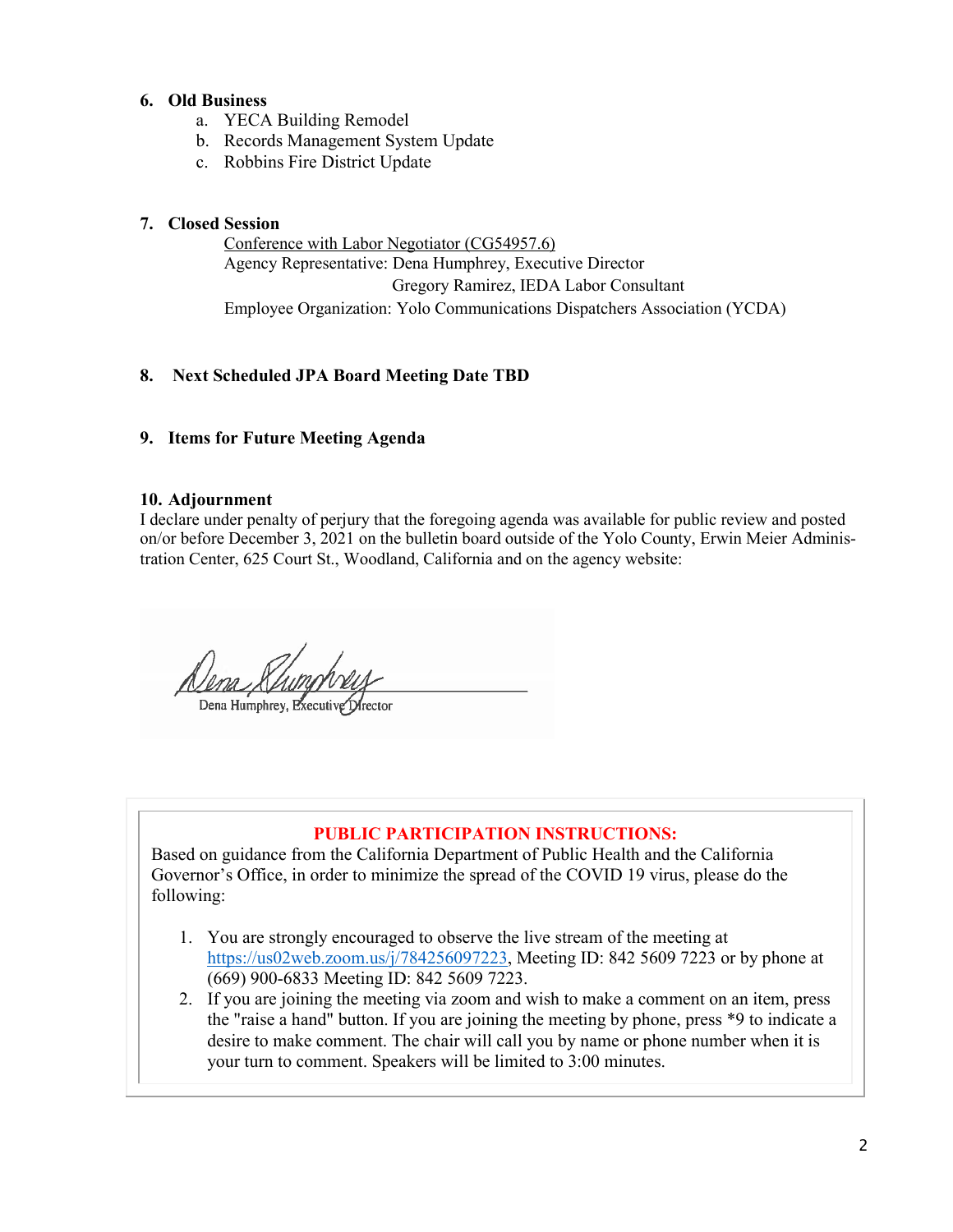## 6. Old Business

a. YECA Building Remodel
b. Records Management System Update
c. Robbins Fire District Update

## 7. Closed Session

Conference with Labor Negotiator (CG54957.6)
Agency Representative: Dena Humphrey, Executive Director
Gregory Ramirez, IEDA Labor Consultant
Employee Organization: Yolo Communications Dispatchers Association (YCDA)

## 8. Next Scheduled JPA Board Meeting Date TBD

## 9. Items for Future Meeting Agenda

## 10. Adjournment

I declare under penalty of perjury that the foregoing agenda was available for public review and posted on/or before December 3, 2021 on the bulletin board outside of the Yolo County, Erwin Meier Administration Center, 625 Court St., Woodland, California and on the agency website:

Dena Humphrey, Executive Director

**PUBLIC PARTICIPATION INSTRUCTIONS:**

Based on guidance from the California Department of Public Health and the California Governor's Office, in order to minimize the spread of the COVID 19 virus, please do the following:

1. You are strongly encouraged to observe the live stream of the meeting at https://us02web.zoom.us/j/784256097223, Meeting ID: 842 5609 7223 or by phone at (669) 900-6833 Meeting ID: 842 5609 7223.
2. If you are joining the meeting via zoom and wish to make a comment on an item, press the "raise a hand" button. If you are joining the meeting by phone, press *9 to indicate a desire to make comment. The chair will call you by name or phone number when it is your turn to comment. Speakers will be limited to 3:00 minutes.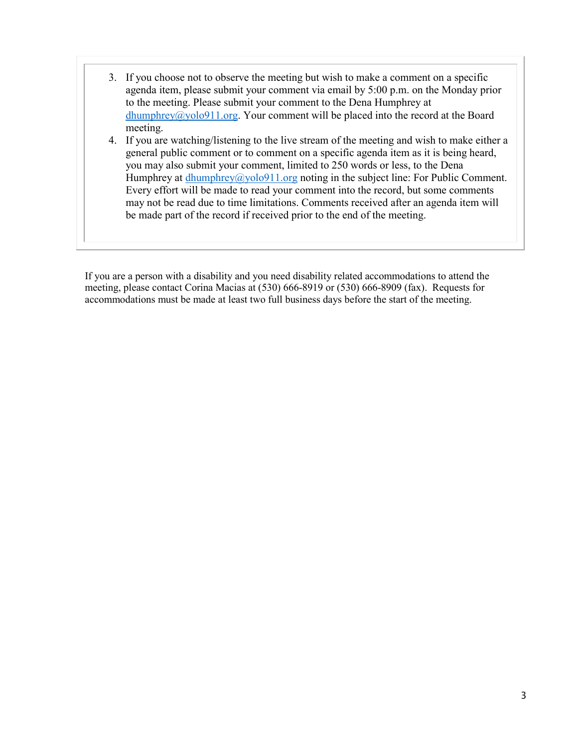3. If you choose not to observe the meeting but wish to make a comment on a specific agenda item, please submit your comment via email by 5:00 p.m. on the Monday prior to the meeting. Please submit your comment to the Dena Humphrey at dhumphrey@yolo911.org. Your comment will be placed into the record at the Board meeting.
4. If you are watching/listening to the live stream of the meeting and wish to make either a general public comment or to comment on a specific agenda item as it is being heard, you may also submit your comment, limited to 250 words or less, to the Dena Humphrey at dhumphrey@yolo911.org noting in the subject line: For Public Comment. Every effort will be made to read your comment into the record, but some comments may not be read due to time limitations. Comments received after an agenda item will be made part of the record if received prior to the end of the meeting.

If you are a person with a disability and you need disability related accommodations to attend the meeting, please contact Corina Macias at (530) 666-8919 or (530) 666-8909 (fax). Requests for accommodations must be made at least two full business days before the start of the meeting.